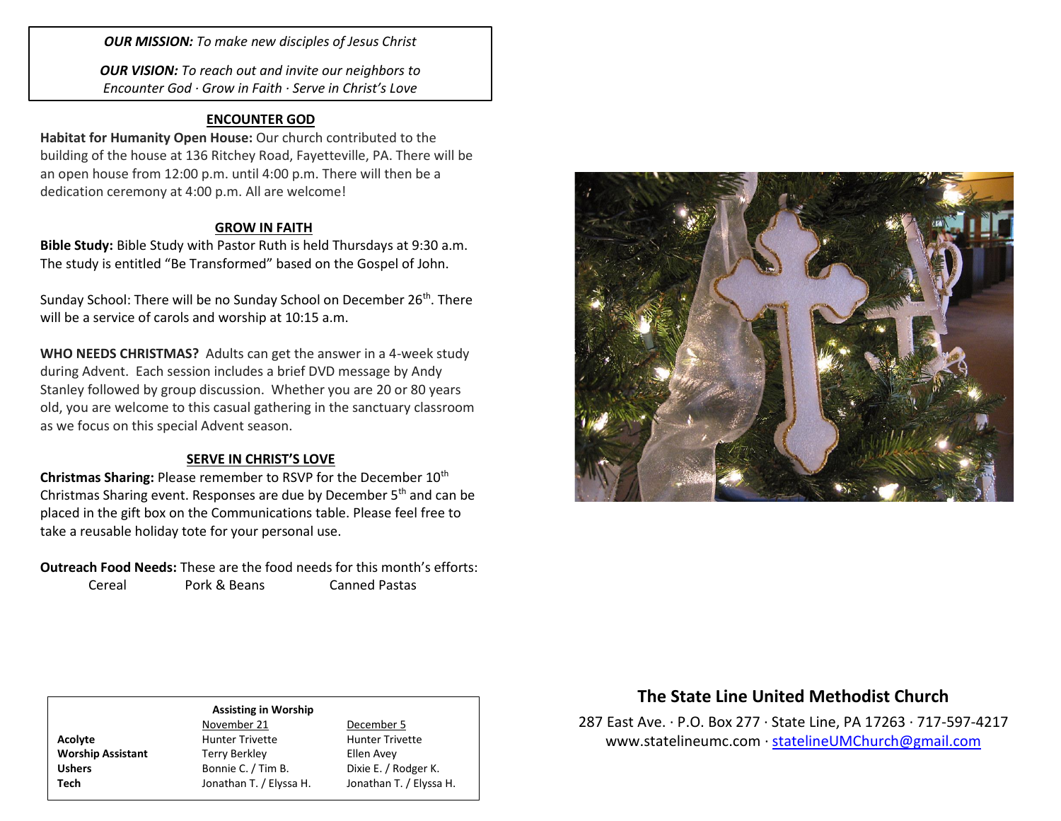***OUR MISSION:*** *To make new disciples of Jesus Christ*

***OUR VISION:*** *To reach out and invite our neighbors to Encounter God · Grow in Faith · Serve in Christ's Love*

## ENCOUNTER GOD

**Habitat for Humanity Open House:** Our church contributed to the building of the house at 136 Ritchey Road, Fayetteville, PA. There will be an open house from 12:00 p.m. until 4:00 p.m. There will then be a dedication ceremony at 4:00 p.m. All are welcome!

## GROW IN FAITH

**Bible Study:** Bible Study with Pastor Ruth is held Thursdays at 9:30 a.m. The study is entitled "Be Transformed" based on the Gospel of John.

Sunday School: There will be no Sunday School on December 26th. There will be a service of carols and worship at 10:15 a.m.

**WHO NEEDS CHRISTMAS?** Adults can get the answer in a 4-week study during Advent. Each session includes a brief DVD message by Andy Stanley followed by group discussion. Whether you are 20 or 80 years old, you are welcome to this casual gathering in the sanctuary classroom as we focus on this special Advent season.

## SERVE IN CHRIST'S LOVE

**Christmas Sharing:** Please remember to RSVP for the December 10th Christmas Sharing event. Responses are due by December 5th and can be placed in the gift box on the Communications table. Please feel free to take a reusable holiday tote for your personal use.

**Outreach Food Needs:** These are the food needs for this month's efforts:

- Cereal
- Pork & Beans
- Canned Pastas

**Assisting in Worship**

| | November 21 | December 5 |
|---|---|---|
| **Acolyte** | Hunter Trivette | Hunter Trivette |
| **Worship Assistant** | Terry Berkley | Ellen Avey |
| **Ushers** | Bonnie C. / Tim B. | Dixie E. / Rodger K. |
| **Tech** | Jonathan T. / Elyssa H. | Jonathan T. / Elyssa H. |

## The State Line United Methodist Church

287 East Ave. · P.O. Box 277 · State Line, PA 17263 · 717-597-4217
www.statelineumc.com · statelineUMChurch@gmail.com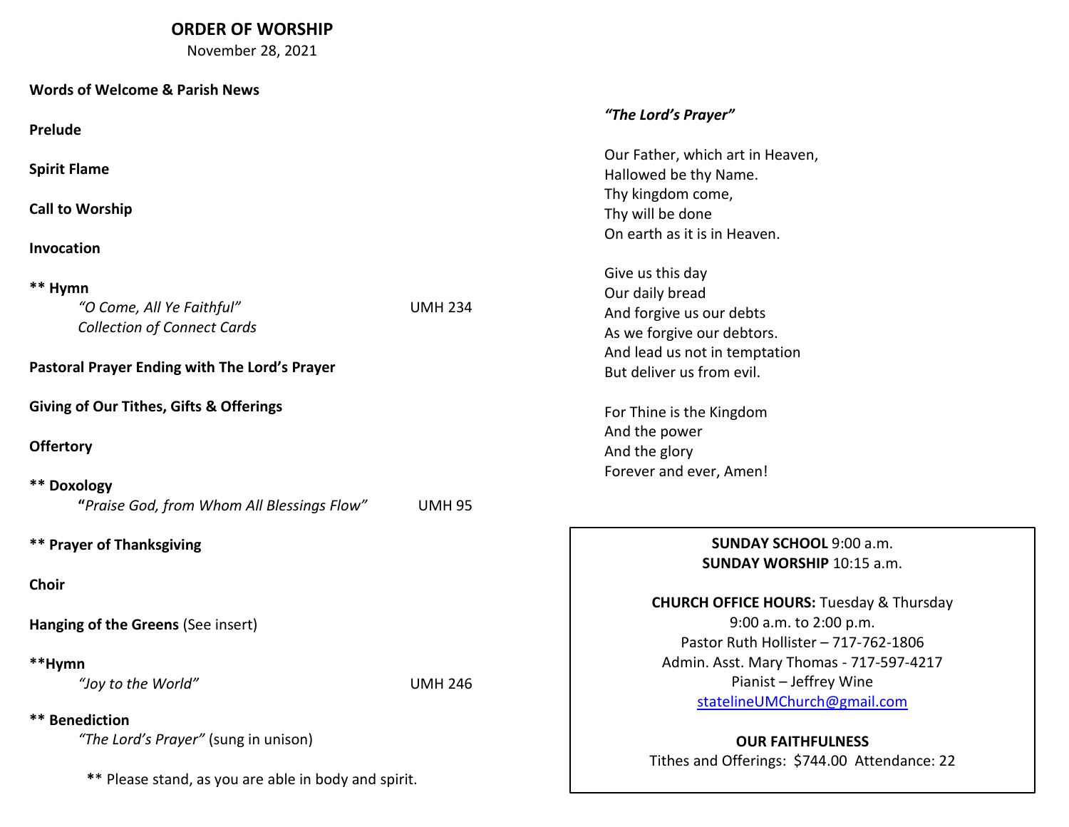# ORDER OF WORSHIP

November 28, 2021

**Words of Welcome & Parish News**

**Prelude**

**Spirit Flame**

**Call to Worship**

**Invocation**

**\*\* Hymn**

*"O Come, All Ye Faithful"* UMH 234

*Collection of Connect Cards*

**Pastoral Prayer Ending with The Lord's Prayer**

**Giving of Our Tithes, Gifts & Offerings**

**Offertory**

**\*\* Doxology**

**"***Praise God, from Whom All Blessings Flow"* UMH 95

**\*\* Prayer of Thanksgiving**

**Choir**

**Hanging of the Greens** (See insert)

**\*\*Hymn**

*"Joy to the World"* UMH 246

**\*\* Benediction**

*"The Lord's Prayer"* (sung in unison)

\*\* Please stand, as you are able in body and spirit.

***"The Lord's Prayer"***

Our Father, which art in Heaven,
Hallowed be thy Name.
Thy kingdom come,
Thy will be done
On earth as it is in Heaven.

Give us this day
Our daily bread
And forgive us our debts
As we forgive our debtors.
And lead us not in temptation
But deliver us from evil.

For Thine is the Kingdom
And the power
And the glory
Forever and ever, Amen!

**SUNDAY SCHOOL** 9:00 a.m.
**SUNDAY WORSHIP** 10:15 a.m.

**CHURCH OFFICE HOURS:** Tuesday & Thursday
9:00 a.m. to 2:00 p.m.
Pastor Ruth Hollister – 717-762-1806
Admin. Asst. Mary Thomas - 717-597-4217
Pianist – Jeffrey Wine
statelineUMChurch@gmail.com

**OUR FAITHFULNESS**
Tithes and Offerings: $744.00 Attendance: 22